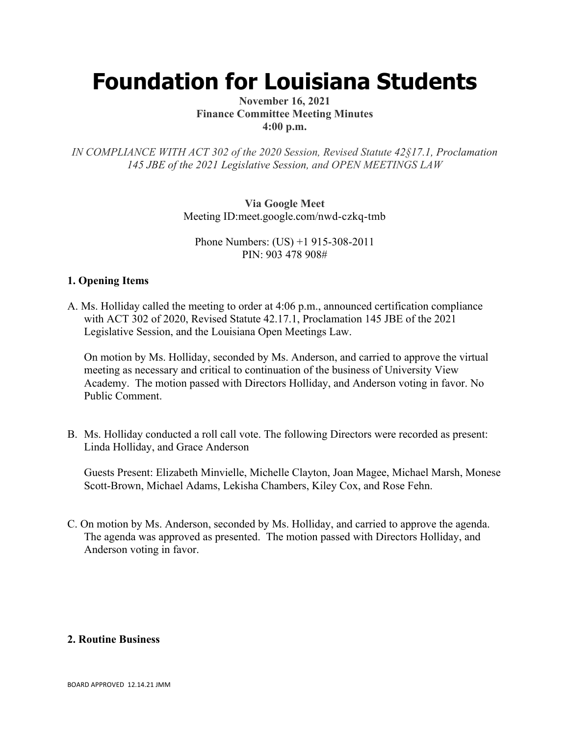# Foundation for Louisiana Students

**November 16, 2021**
**Finance Committee Meeting Minutes**
**4:00 p.m.**

*IN COMPLIANCE WITH ACT 302 of the 2020 Session, Revised Statute 42§17.1, Proclamation 145 JBE of the 2021 Legislative Session, and OPEN MEETINGS LAW*

**Via Google Meet**
Meeting ID:meet.google.com/nwd-czkq-tmb

Phone Numbers: (US) +1 915-308-2011
PIN: 903 478 908#

### 1. Opening Items

A. Ms. Holliday called the meeting to order at 4:06 p.m., announced certification compliance with ACT 302 of 2020, Revised Statute 42.17.1, Proclamation 145 JBE of the 2021 Legislative Session, and the Louisiana Open Meetings Law.

On motion by Ms. Holliday, seconded by Ms. Anderson, and carried to approve the virtual meeting as necessary and critical to continuation of the business of University View Academy. The motion passed with Directors Holliday, and Anderson voting in favor. No Public Comment.

B. Ms. Holliday conducted a roll call vote. The following Directors were recorded as present: Linda Holliday, and Grace Anderson

Guests Present: Elizabeth Minvielle, Michelle Clayton, Joan Magee, Michael Marsh, Monese Scott-Brown, Michael Adams, Lekisha Chambers, Kiley Cox, and Rose Fehn.

C. On motion by Ms. Anderson, seconded by Ms. Holliday, and carried to approve the agenda. The agenda was approved as presented. The motion passed with Directors Holliday, and Anderson voting in favor.

### 2. Routine Business

BOARD APPROVED 12.14.21 JMM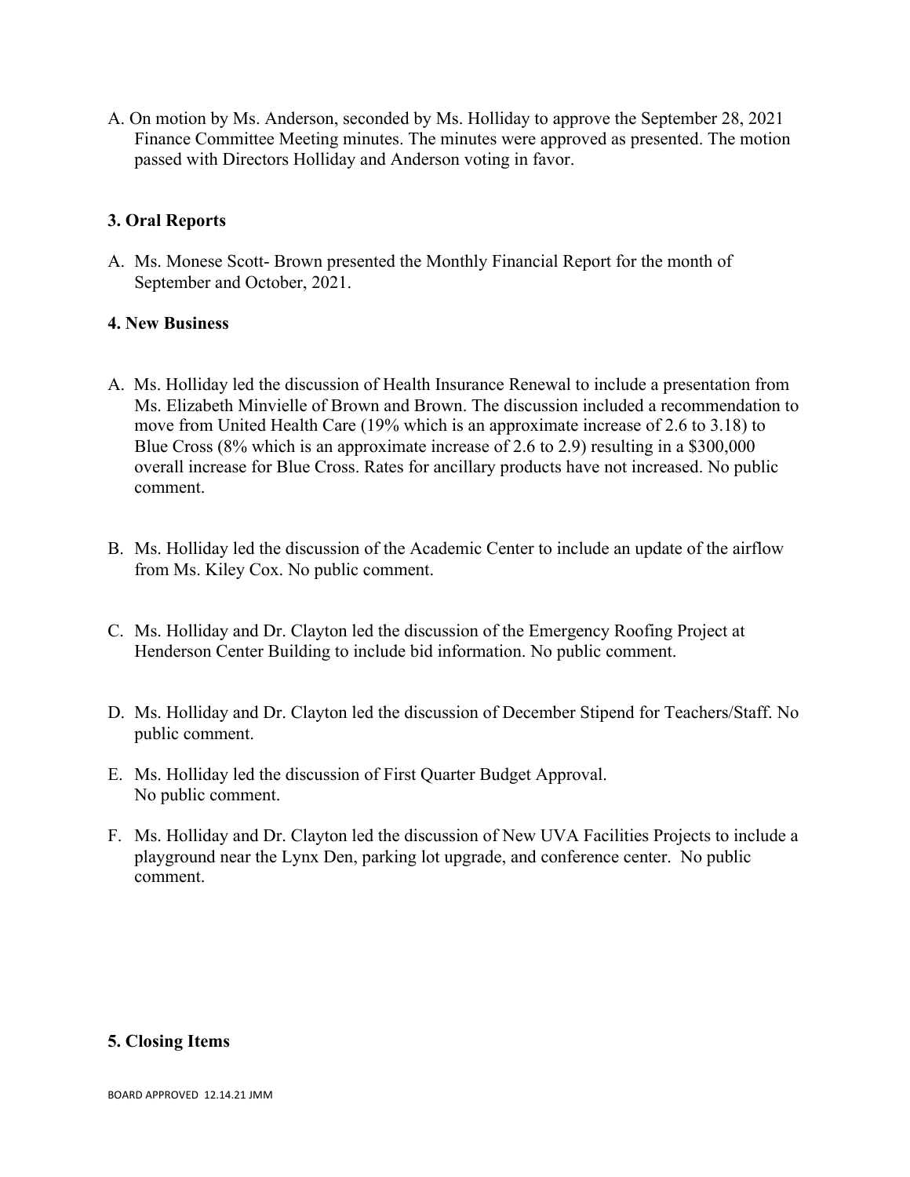A. On motion by Ms. Anderson, seconded by Ms. Holliday to approve the September 28, 2021 Finance Committee Meeting minutes. The minutes were approved as presented. The motion passed with Directors Holliday and Anderson voting in favor.

### 3. Oral Reports

A. Ms. Monese Scott- Brown presented the Monthly Financial Report for the month of September and October, 2021.

### 4. New Business

A. Ms. Holliday led the discussion of Health Insurance Renewal to include a presentation from Ms. Elizabeth Minvielle of Brown and Brown. The discussion included a recommendation to move from United Health Care (19% which is an approximate increase of 2.6 to 3.18) to Blue Cross (8% which is an approximate increase of 2.6 to 2.9) resulting in a $300,000 overall increase for Blue Cross. Rates for ancillary products have not increased. No public comment.

B. Ms. Holliday led the discussion of the Academic Center to include an update of the airflow from Ms. Kiley Cox. No public comment.

C. Ms. Holliday and Dr. Clayton led the discussion of the Emergency Roofing Project at Henderson Center Building to include bid information. No public comment.

D. Ms. Holliday and Dr. Clayton led the discussion of December Stipend for Teachers/Staff. No public comment.

E. Ms. Holliday led the discussion of First Quarter Budget Approval.
No public comment.

F. Ms. Holliday and Dr. Clayton led the discussion of New UVA Facilities Projects to include a playground near the Lynx Den, parking lot upgrade, and conference center. No public comment.

### 5. Closing Items

BOARD APPROVED 12.14.21 JMM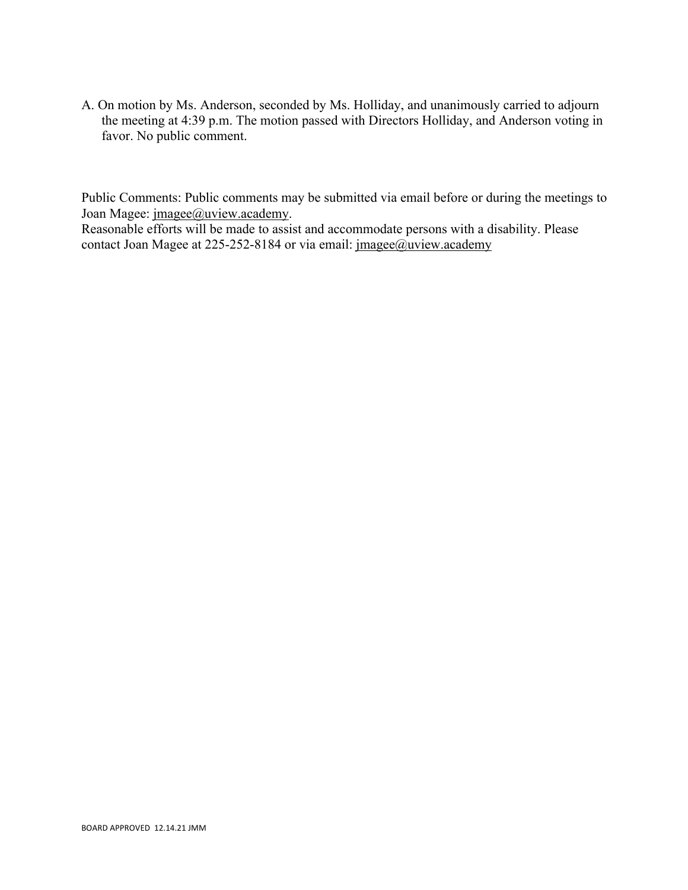A. On motion by Ms. Anderson, seconded by Ms. Holliday, and unanimously carried to adjourn the meeting at 4:39 p.m. The motion passed with Directors Holliday, and Anderson voting in favor. No public comment.

Public Comments: Public comments may be submitted via email before or during the meetings to Joan Magee: jmagee@uview.academy.
Reasonable efforts will be made to assist and accommodate persons with a disability. Please contact Joan Magee at 225-252-8184 or via email: jmagee@uview.academy